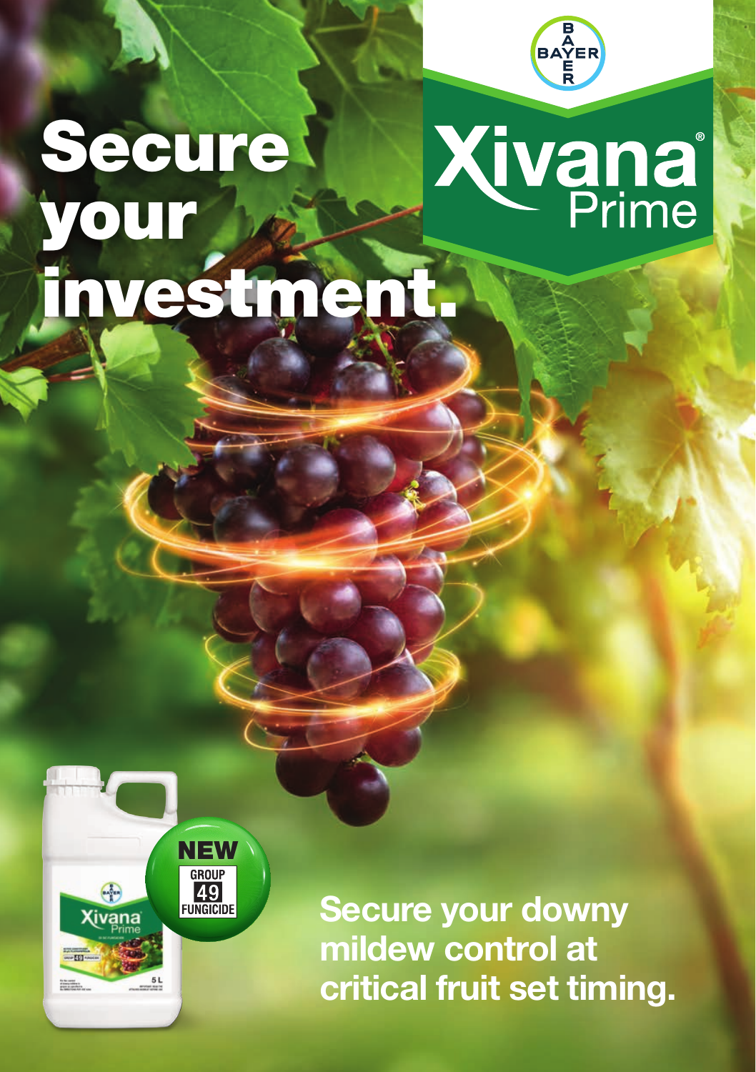# Secure your investment.

BAYER

# Xivana® Prime

NEW
GROUP 49 FUNGICIDE

## Secure your downy mildew control at critical fruit set timing.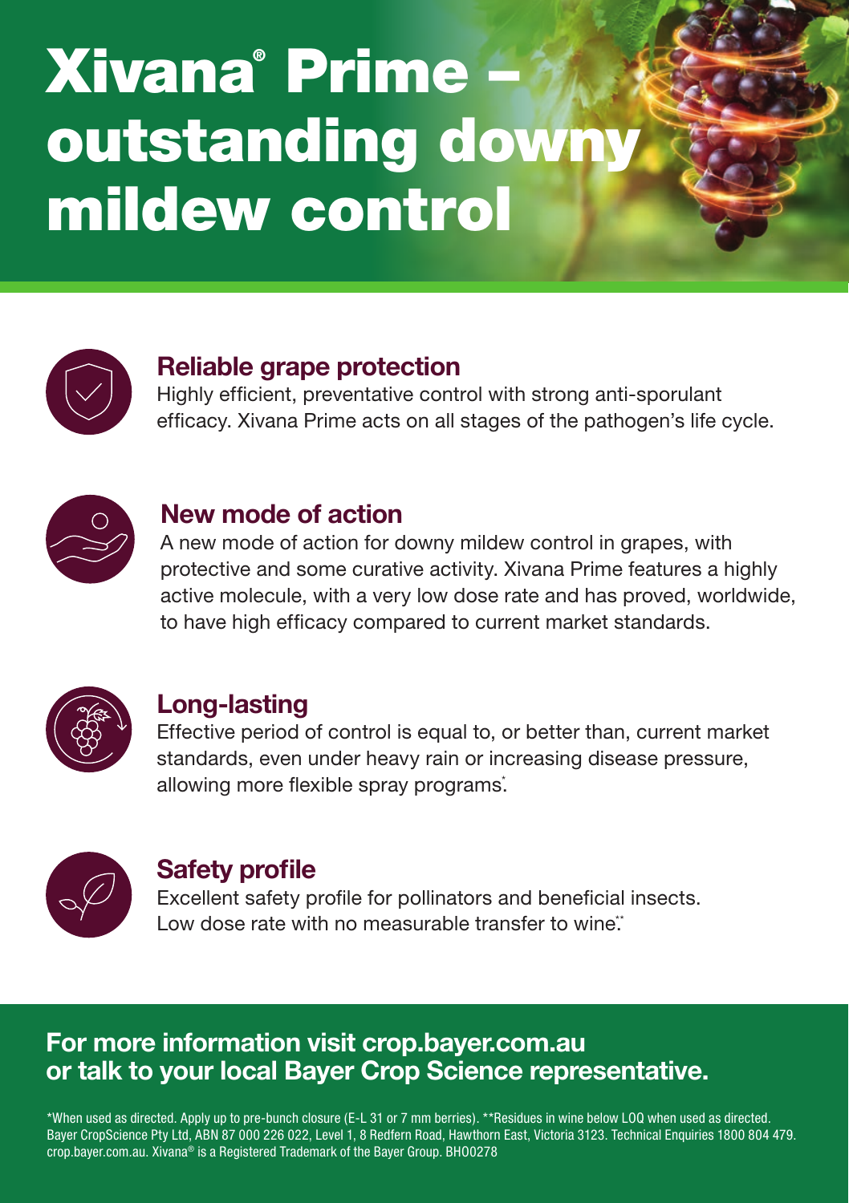# Xivana® Prime – outstanding downy mildew control

## Reliable grape protection

Highly efficient, preventative control with strong anti-sporulant efficacy. Xivana Prime acts on all stages of the pathogen's life cycle.

## New mode of action

A new mode of action for downy mildew control in grapes, with protective and some curative activity. Xivana Prime features a highly active molecule, with a very low dose rate and has proved, worldwide, to have high efficacy compared to current market standards.

## Long-lasting

Effective period of control is equal to, or better than, current market standards, even under heavy rain or increasing disease pressure, allowing more flexible spray programs*.

## Safety profile

Excellent safety profile for pollinators and beneficial insects. Low dose rate with no measurable transfer to wine**.

**For more information visit crop.bayer.com.au or talk to your local Bayer Crop Science representative.**

*When used as directed. Apply up to pre-bunch closure (E-L 31 or 7 mm berries). **Residues in wine below LOQ when used as directed. Bayer CropScience Pty Ltd, ABN 87 000 226 022, Level 1, 8 Redfern Road, Hawthorn East, Victoria 3123. Technical Enquiries 1800 804 479. crop.bayer.com.au. Xivana® is a Registered Trademark of the Bayer Group. BH00278